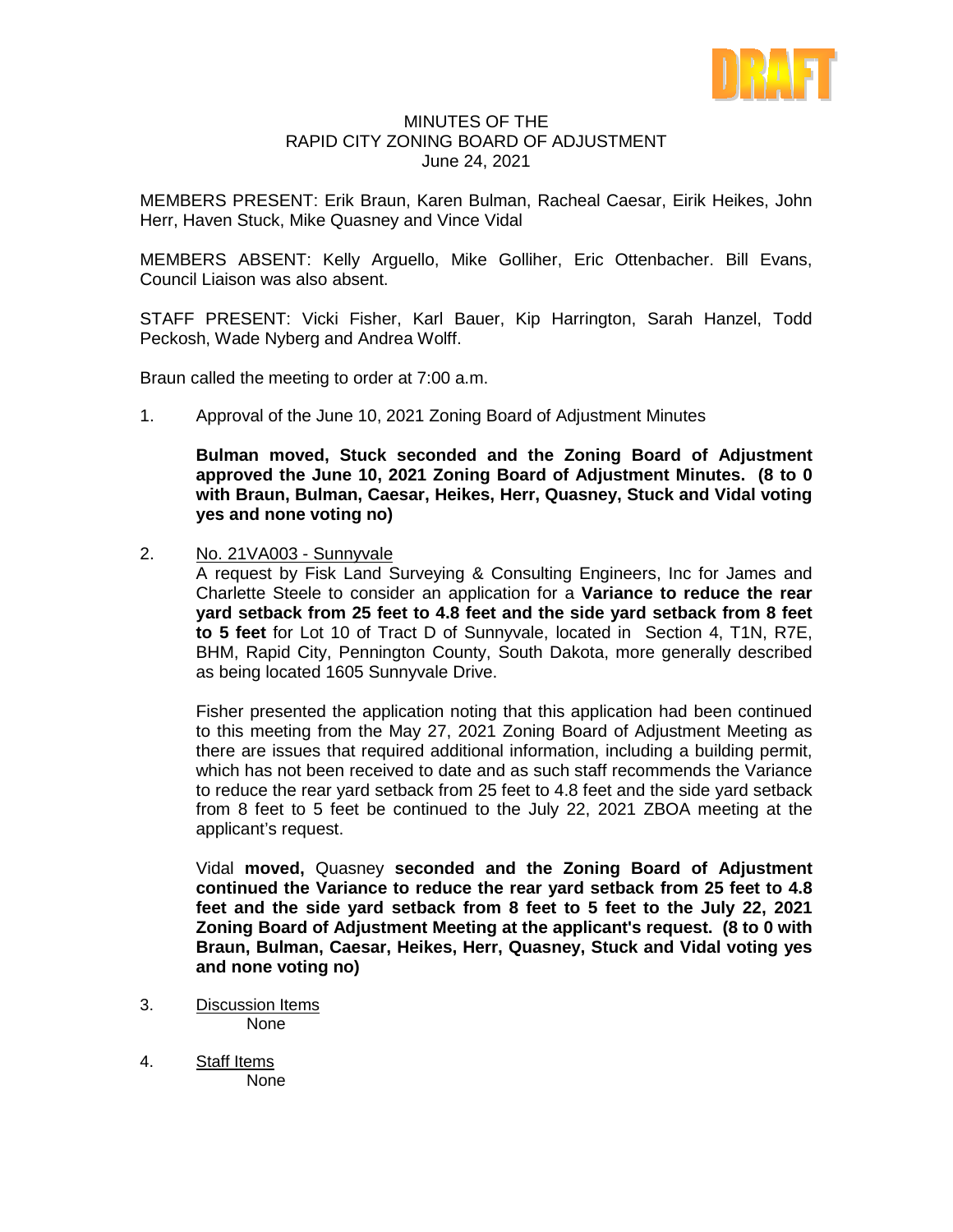DRAFT

MINUTES OF THE
RAPID CITY ZONING BOARD OF ADJUSTMENT
June 24, 2021

MEMBERS PRESENT: Erik Braun, Karen Bulman, Racheal Caesar, Eirik Heikes, John Herr, Haven Stuck, Mike Quasney and Vince Vidal

MEMBERS ABSENT: Kelly Arguello, Mike Golliher, Eric Ottenbacher. Bill Evans, Council Liaison was also absent.

STAFF PRESENT: Vicki Fisher, Karl Bauer, Kip Harrington, Sarah Hanzel, Todd Peckosh, Wade Nyberg and Andrea Wolff.

Braun called the meeting to order at 7:00 a.m.

1. Approval of the June 10, 2021 Zoning Board of Adjustment Minutes

   **Bulman moved, Stuck seconded and the Zoning Board of Adjustment approved the June 10, 2021 Zoning Board of Adjustment Minutes. (8 to 0 with Braun, Bulman, Caesar, Heikes, Herr, Quasney, Stuck and Vidal voting yes and none voting no)**

2. No. 21VA003 - Sunnyvale

   A request by Fisk Land Surveying & Consulting Engineers, Inc for James and Charlette Steele to consider an application for a **Variance to reduce the rear yard setback from 25 feet to 4.8 feet and the side yard setback from 8 feet to 5 feet** for Lot 10 of Tract D of Sunnyvale, located in Section 4, T1N, R7E, BHM, Rapid City, Pennington County, South Dakota, more generally described as being located 1605 Sunnyvale Drive.

   Fisher presented the application noting that this application had been continued to this meeting from the May 27, 2021 Zoning Board of Adjustment Meeting as there are issues that required additional information, including a building permit, which has not been received to date and as such staff recommends the Variance to reduce the rear yard setback from 25 feet to 4.8 feet and the side yard setback from 8 feet to 5 feet be continued to the July 22, 2021 ZBOA meeting at the applicant's request.

   Vidal **moved,** Quasney **seconded and the Zoning Board of Adjustment continued the Variance to reduce the rear yard setback from 25 feet to 4.8 feet and the side yard setback from 8 feet to 5 feet to the July 22, 2021 Zoning Board of Adjustment Meeting at the applicant's request. (8 to 0 with Braun, Bulman, Caesar, Heikes, Herr, Quasney, Stuck and Vidal voting yes and none voting no)**

3. Discussion Items

   None

4. Staff Items

   None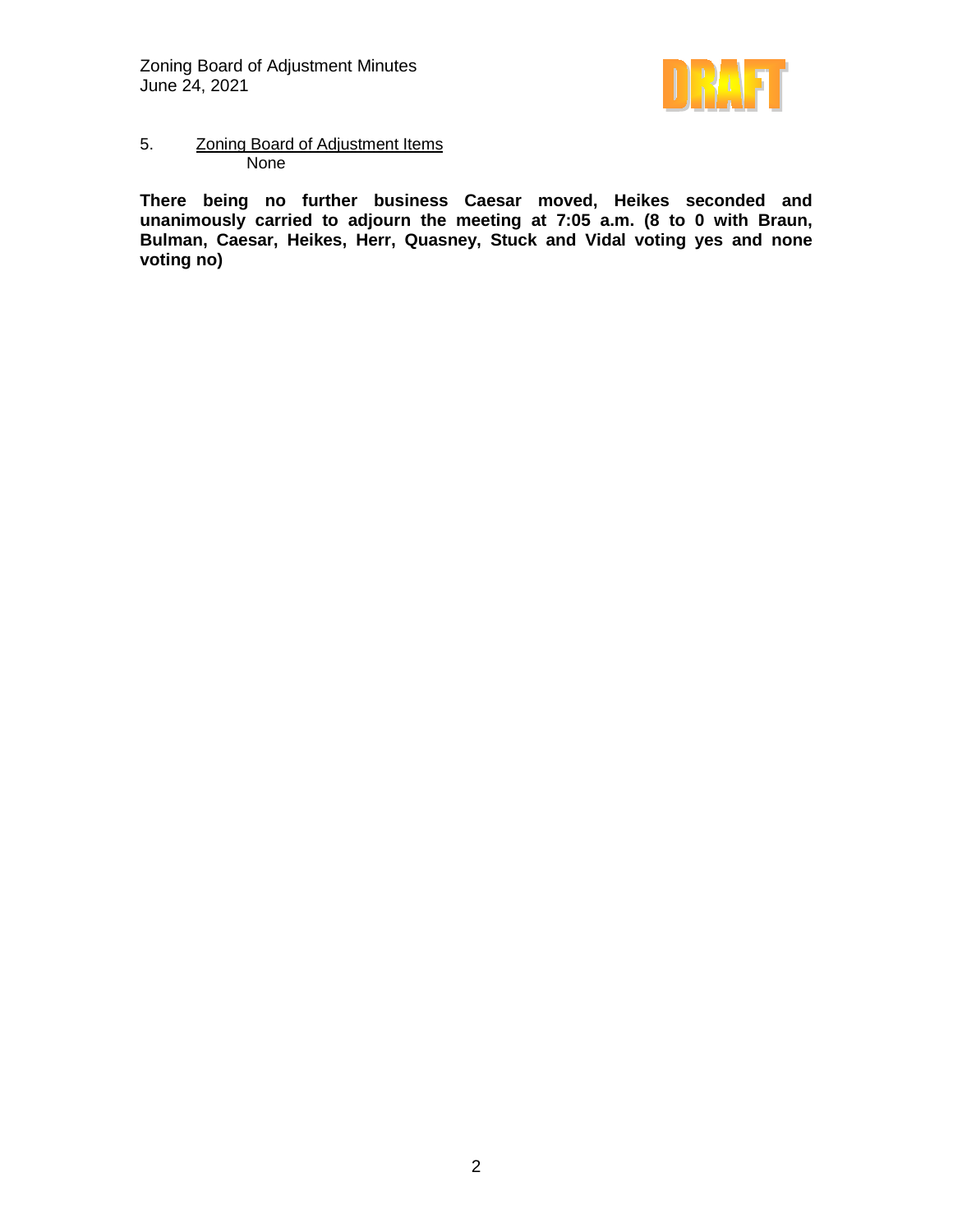5. Zoning Board of Adjustment Items

None

**There being no further business Caesar moved, Heikes seconded and unanimously carried to adjourn the meeting at 7:05 a.m. (8 to 0 with Braun, Bulman, Caesar, Heikes, Herr, Quasney, Stuck and Vidal voting yes and none voting no)**